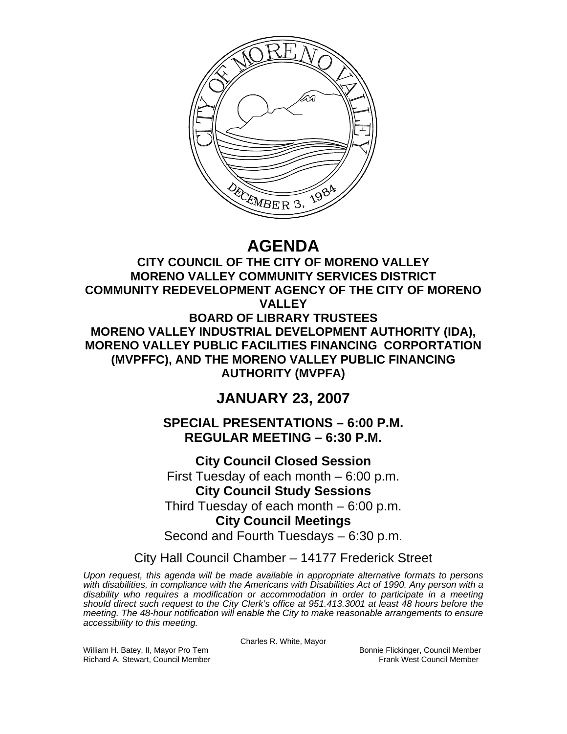# AGENDA

## CITY COUNCIL OF THE CITY OF MORENO VALLEY
## MORENO VALLEY COMMUNITY SERVICES DISTRICT
## COMMUNITY REDEVELOPMENT AGENCY OF THE CITY OF MORENO VALLEY
## BOARD OF LIBRARY TRUSTEES
## MORENO VALLEY INDUSTRIAL DEVELOPMENT AUTHORITY (IDA), MORENO VALLEY PUBLIC FACILITIES FINANCING CORPORTATION (MVPFFC), AND THE MORENO VALLEY PUBLIC FINANCING AUTHORITY (MVPFA)

## JANUARY 23, 2007

### SPECIAL PRESENTATIONS – 6:00 P.M.
### REGULAR MEETING – 6:30 P.M.

**City Council Closed Session**
First Tuesday of each month – 6:00 p.m.

**City Council Study Sessions**
Third Tuesday of each month – 6:00 p.m.

**City Council Meetings**
Second and Fourth Tuesdays – 6:30 p.m.

City Hall Council Chamber – 14177 Frederick Street

*Upon request, this agenda will be made available in appropriate alternative formats to persons with disabilities, in compliance with the Americans with Disabilities Act of 1990. Any person with a disability who requires a modification or accommodation in order to participate in a meeting should direct such request to the City Clerk's office at 951.413.3001 at least 48 hours before the meeting. The 48-hour notification will enable the City to make reasonable arrangements to ensure accessibility to this meeting.*

Charles R. White, Mayor

William H. Batey, II, Mayor Pro Tem
Richard A. Stewart, Council Member
Bonnie Flickinger, Council Member
Frank West Council Member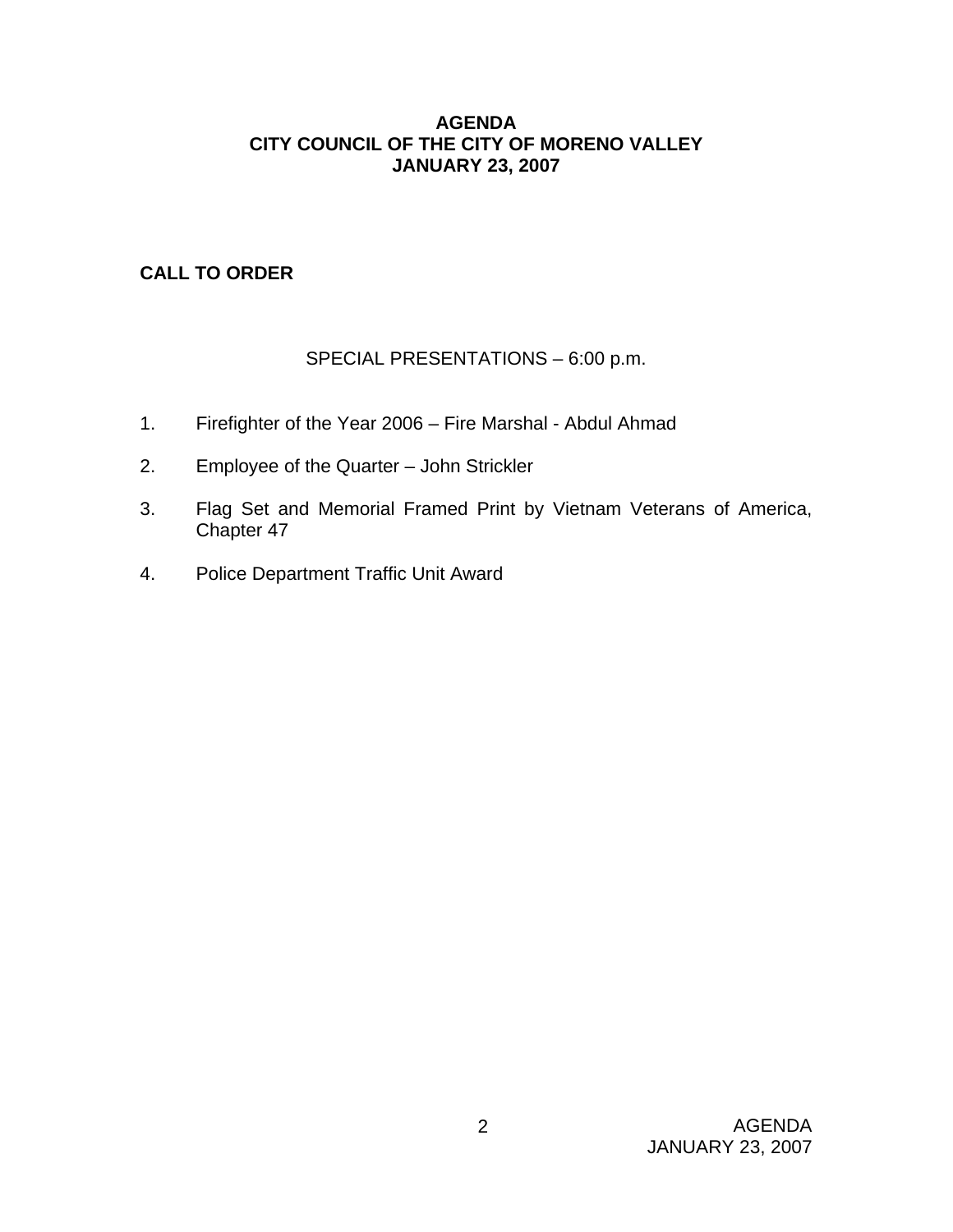**AGENDA**
**CITY COUNCIL OF THE CITY OF MORENO VALLEY**
**JANUARY 23, 2007**

## CALL TO ORDER

SPECIAL PRESENTATIONS – 6:00 p.m.

1. Firefighter of the Year 2006 – Fire Marshal - Abdul Ahmad

2. Employee of the Quarter – John Strickler

3. Flag Set and Memorial Framed Print by Vietnam Veterans of America, Chapter 47

4. Police Department Traffic Unit Award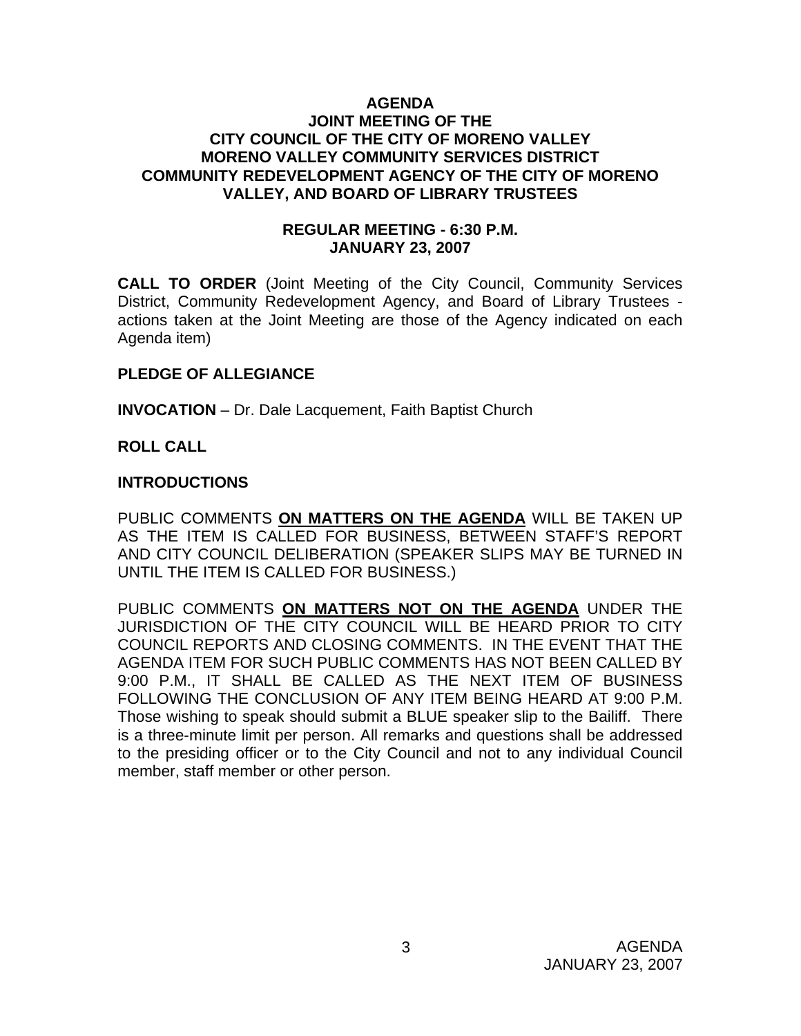**AGENDA**
**JOINT MEETING OF THE**
**CITY COUNCIL OF THE CITY OF MORENO VALLEY**
**MORENO VALLEY COMMUNITY SERVICES DISTRICT**
**COMMUNITY REDEVELOPMENT AGENCY OF THE CITY OF MORENO VALLEY, AND BOARD OF LIBRARY TRUSTEES**

**REGULAR MEETING - 6:30 P.M.**
**JANUARY 23, 2007**

**CALL TO ORDER** (Joint Meeting of the City Council, Community Services District, Community Redevelopment Agency, and Board of Library Trustees - actions taken at the Joint Meeting are those of the Agency indicated on each Agenda item)

**PLEDGE OF ALLEGIANCE**

**INVOCATION** – Dr. Dale Lacquement, Faith Baptist Church

**ROLL CALL**

**INTRODUCTIONS**

PUBLIC COMMENTS **ON MATTERS ON THE AGENDA** WILL BE TAKEN UP AS THE ITEM IS CALLED FOR BUSINESS, BETWEEN STAFF'S REPORT AND CITY COUNCIL DELIBERATION (SPEAKER SLIPS MAY BE TURNED IN UNTIL THE ITEM IS CALLED FOR BUSINESS.)

PUBLIC COMMENTS **ON MATTERS NOT ON THE AGENDA** UNDER THE JURISDICTION OF THE CITY COUNCIL WILL BE HEARD PRIOR TO CITY COUNCIL REPORTS AND CLOSING COMMENTS. IN THE EVENT THAT THE AGENDA ITEM FOR SUCH PUBLIC COMMENTS HAS NOT BEEN CALLED BY 9:00 P.M., IT SHALL BE CALLED AS THE NEXT ITEM OF BUSINESS FOLLOWING THE CONCLUSION OF ANY ITEM BEING HEARD AT 9:00 P.M. Those wishing to speak should submit a BLUE speaker slip to the Bailiff. There is a three-minute limit per person. All remarks and questions shall be addressed to the presiding officer or to the City Council and not to any individual Council member, staff member or other person.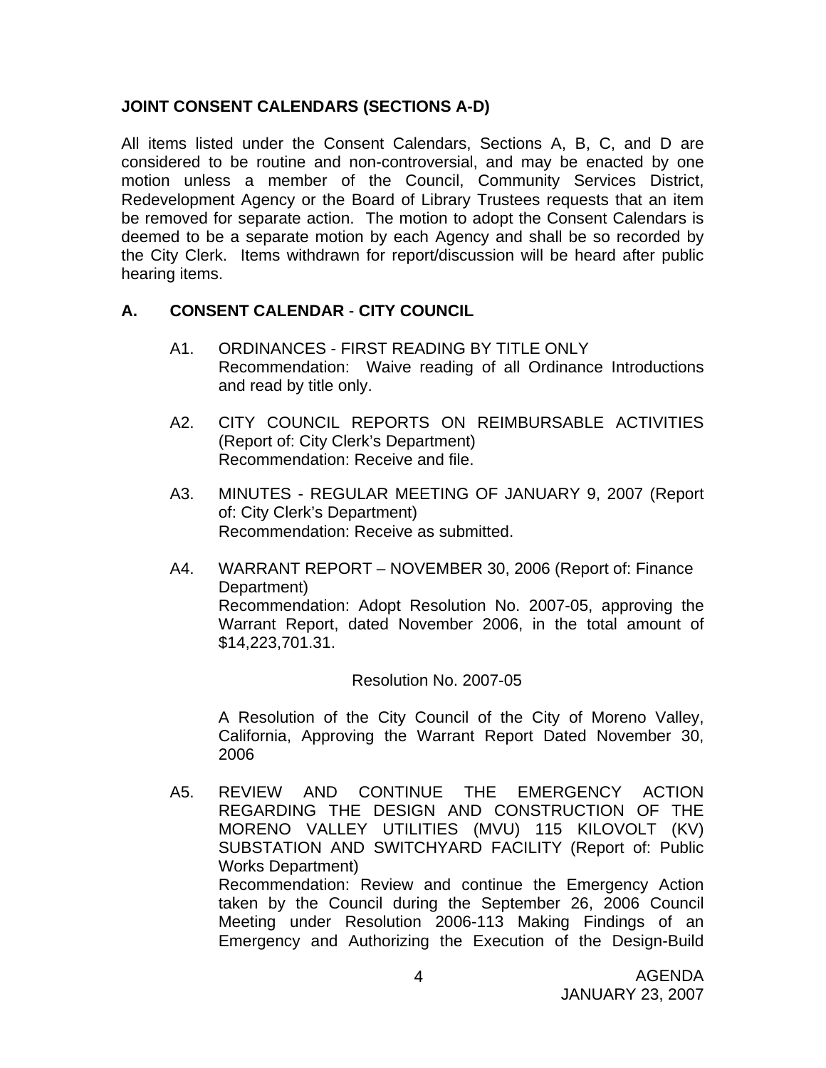## JOINT CONSENT CALENDARS (SECTIONS A-D)

All items listed under the Consent Calendars, Sections A, B, C, and D are considered to be routine and non-controversial, and may be enacted by one motion unless a member of the Council, Community Services District, Redevelopment Agency or the Board of Library Trustees requests that an item be removed for separate action. The motion to adopt the Consent Calendars is deemed to be a separate motion by each Agency and shall be so recorded by the City Clerk. Items withdrawn for report/discussion will be heard after public hearing items.

### A. CONSENT CALENDAR - CITY COUNCIL

A1. ORDINANCES - FIRST READING BY TITLE ONLY
Recommendation: Waive reading of all Ordinance Introductions and read by title only.

A2. CITY COUNCIL REPORTS ON REIMBURSABLE ACTIVITIES (Report of: City Clerk's Department)
Recommendation: Receive and file.

A3. MINUTES - REGULAR MEETING OF JANUARY 9, 2007 (Report of: City Clerk's Department)
Recommendation: Receive as submitted.

A4. WARRANT REPORT – NOVEMBER 30, 2006 (Report of: Finance Department)
Recommendation: Adopt Resolution No. 2007-05, approving the Warrant Report, dated November 2006, in the total amount of $14,223,701.31.

Resolution No. 2007-05

A Resolution of the City Council of the City of Moreno Valley, California, Approving the Warrant Report Dated November 30, 2006

A5. REVIEW AND CONTINUE THE EMERGENCY ACTION REGARDING THE DESIGN AND CONSTRUCTION OF THE MORENO VALLEY UTILITIES (MVU) 115 KILOVOLT (KV) SUBSTATION AND SWITCHYARD FACILITY (Report of: Public Works Department)
Recommendation: Review and continue the Emergency Action taken by the Council during the September 26, 2006 Council Meeting under Resolution 2006-113 Making Findings of an Emergency and Authorizing the Execution of the Design-Build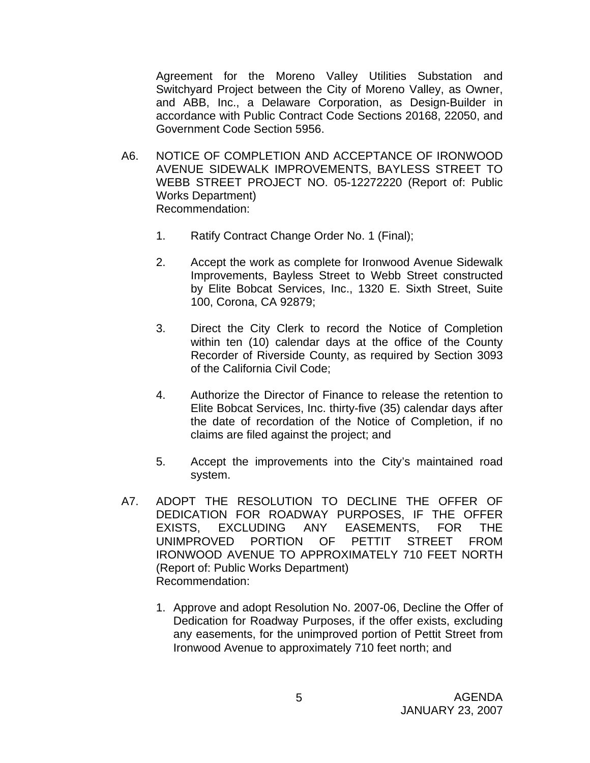Agreement for the Moreno Valley Utilities Substation and Switchyard Project between the City of Moreno Valley, as Owner, and ABB, Inc., a Delaware Corporation, as Design-Builder in accordance with Public Contract Code Sections 20168, 22050, and Government Code Section 5956.

A6. NOTICE OF COMPLETION AND ACCEPTANCE OF IRONWOOD AVENUE SIDEWALK IMPROVEMENTS, BAYLESS STREET TO WEBB STREET PROJECT NO. 05-12272220 (Report of: Public Works Department)
Recommendation:

1. Ratify Contract Change Order No. 1 (Final);

2. Accept the work as complete for Ironwood Avenue Sidewalk Improvements, Bayless Street to Webb Street constructed by Elite Bobcat Services, Inc., 1320 E. Sixth Street, Suite 100, Corona, CA 92879;

3. Direct the City Clerk to record the Notice of Completion within ten (10) calendar days at the office of the County Recorder of Riverside County, as required by Section 3093 of the California Civil Code;

4. Authorize the Director of Finance to release the retention to Elite Bobcat Services, Inc. thirty-five (35) calendar days after the date of recordation of the Notice of Completion, if no claims are filed against the project; and

5. Accept the improvements into the City's maintained road system.

A7. ADOPT THE RESOLUTION TO DECLINE THE OFFER OF DEDICATION FOR ROADWAY PURPOSES, IF THE OFFER EXISTS, EXCLUDING ANY EASEMENTS, FOR THE UNIMPROVED PORTION OF PETTIT STREET FROM IRONWOOD AVENUE TO APPROXIMATELY 710 FEET NORTH (Report of: Public Works Department)
Recommendation:

1. Approve and adopt Resolution No. 2007-06, Decline the Offer of Dedication for Roadway Purposes, if the offer exists, excluding any easements, for the unimproved portion of Pettit Street from Ironwood Avenue to approximately 710 feet north; and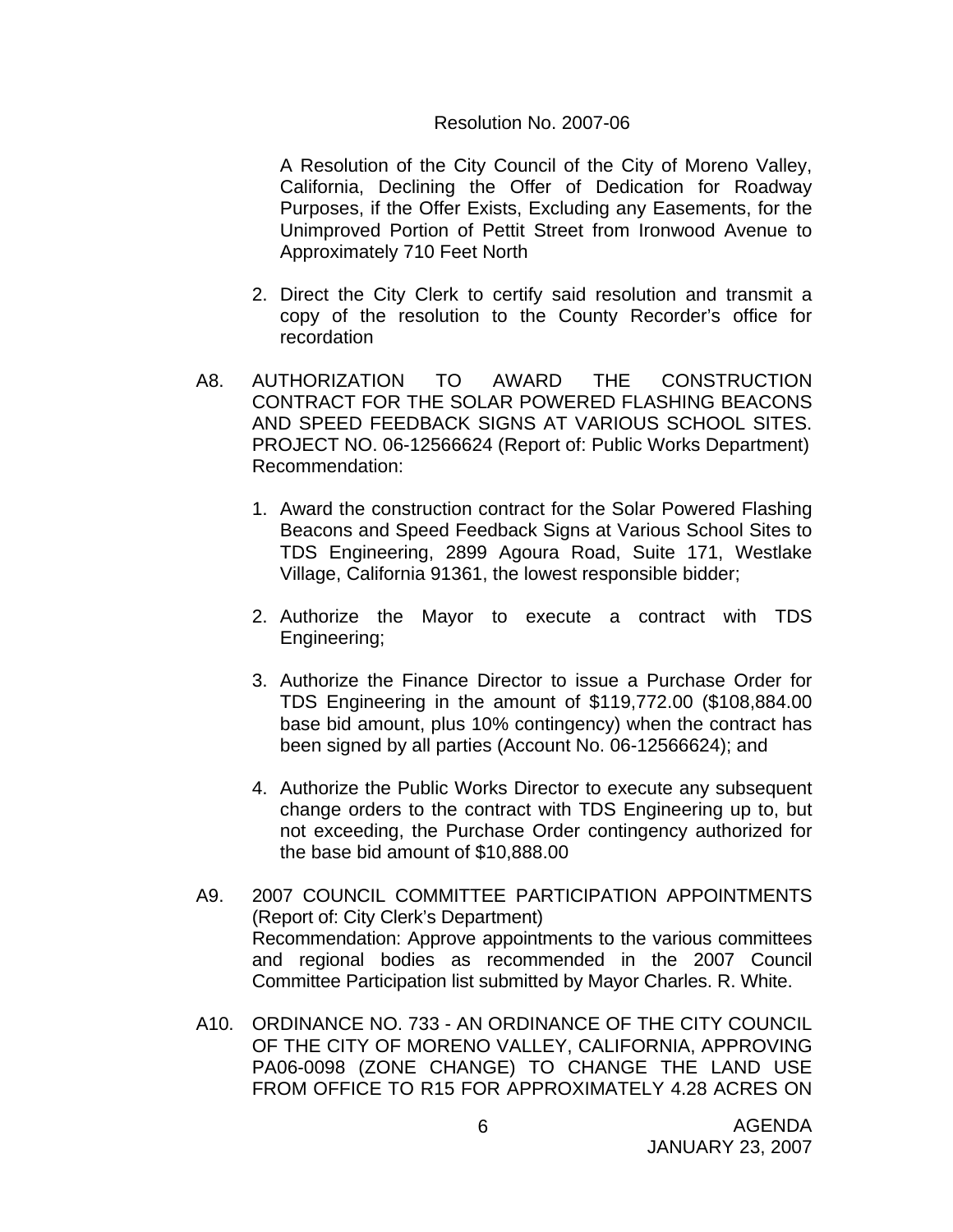Resolution No. 2007-06

A Resolution of the City Council of the City of Moreno Valley, California, Declining the Offer of Dedication for Roadway Purposes, if the Offer Exists, Excluding any Easements, for the Unimproved Portion of Pettit Street from Ironwood Avenue to Approximately 710 Feet North

2. Direct the City Clerk to certify said resolution and transmit a copy of the resolution to the County Recorder's office for recordation

A8. AUTHORIZATION TO AWARD THE CONSTRUCTION CONTRACT FOR THE SOLAR POWERED FLASHING BEACONS AND SPEED FEEDBACK SIGNS AT VARIOUS SCHOOL SITES. PROJECT NO. 06-12566624 (Report of: Public Works Department)
Recommendation:

1. Award the construction contract for the Solar Powered Flashing Beacons and Speed Feedback Signs at Various School Sites to TDS Engineering, 2899 Agoura Road, Suite 171, Westlake Village, California 91361, the lowest responsible bidder;

2. Authorize the Mayor to execute a contract with TDS Engineering;

3. Authorize the Finance Director to issue a Purchase Order for TDS Engineering in the amount of $119,772.00 ($108,884.00 base bid amount, plus 10% contingency) when the contract has been signed by all parties (Account No. 06-12566624); and

4. Authorize the Public Works Director to execute any subsequent change orders to the contract with TDS Engineering up to, but not exceeding, the Purchase Order contingency authorized for the base bid amount of $10,888.00

A9. 2007 COUNCIL COMMITTEE PARTICIPATION APPOINTMENTS (Report of: City Clerk's Department)
Recommendation: Approve appointments to the various committees and regional bodies as recommended in the 2007 Council Committee Participation list submitted by Mayor Charles. R. White.

A10. ORDINANCE NO. 733 - AN ORDINANCE OF THE CITY COUNCIL OF THE CITY OF MORENO VALLEY, CALIFORNIA, APPROVING PA06-0098 (ZONE CHANGE) TO CHANGE THE LAND USE FROM OFFICE TO R15 FOR APPROXIMATELY 4.28 ACRES ON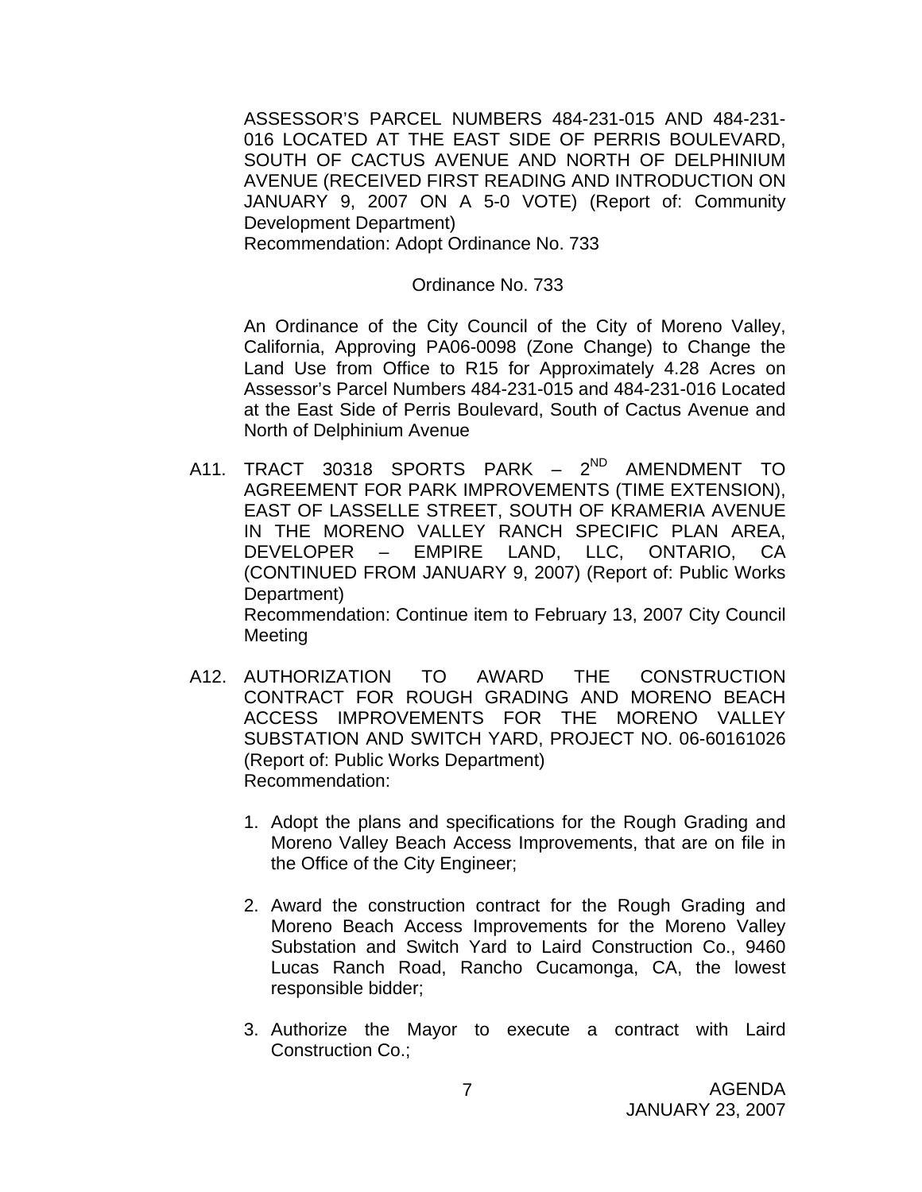ASSESSOR'S PARCEL NUMBERS 484-231-015 AND 484-231-016 LOCATED AT THE EAST SIDE OF PERRIS BOULEVARD, SOUTH OF CACTUS AVENUE AND NORTH OF DELPHINIUM AVENUE (RECEIVED FIRST READING AND INTRODUCTION ON JANUARY 9, 2007 ON A 5-0 VOTE) (Report of: Community Development Department)
Recommendation: Adopt Ordinance No. 733

Ordinance No. 733

An Ordinance of the City Council of the City of Moreno Valley, California, Approving PA06-0098 (Zone Change) to Change the Land Use from Office to R15 for Approximately 4.28 Acres on Assessor's Parcel Numbers 484-231-015 and 484-231-016 Located at the East Side of Perris Boulevard, South of Cactus Avenue and North of Delphinium Avenue

A11. TRACT 30318 SPORTS PARK – 2ND AMENDMENT TO AGREEMENT FOR PARK IMPROVEMENTS (TIME EXTENSION), EAST OF LASSELLE STREET, SOUTH OF KRAMERIA AVENUE IN THE MORENO VALLEY RANCH SPECIFIC PLAN AREA, DEVELOPER – EMPIRE LAND, LLC, ONTARIO, CA (CONTINUED FROM JANUARY 9, 2007) (Report of: Public Works Department)
Recommendation: Continue item to February 13, 2007 City Council Meeting

A12. AUTHORIZATION TO AWARD THE CONSTRUCTION CONTRACT FOR ROUGH GRADING AND MORENO BEACH ACCESS IMPROVEMENTS FOR THE MORENO VALLEY SUBSTATION AND SWITCH YARD, PROJECT NO. 06-60161026 (Report of: Public Works Department)
Recommendation:

1. Adopt the plans and specifications for the Rough Grading and Moreno Valley Beach Access Improvements, that are on file in the Office of the City Engineer;

2. Award the construction contract for the Rough Grading and Moreno Beach Access Improvements for the Moreno Valley Substation and Switch Yard to Laird Construction Co., 9460 Lucas Ranch Road, Rancho Cucamonga, CA, the lowest responsible bidder;

3. Authorize the Mayor to execute a contract with Laird Construction Co.;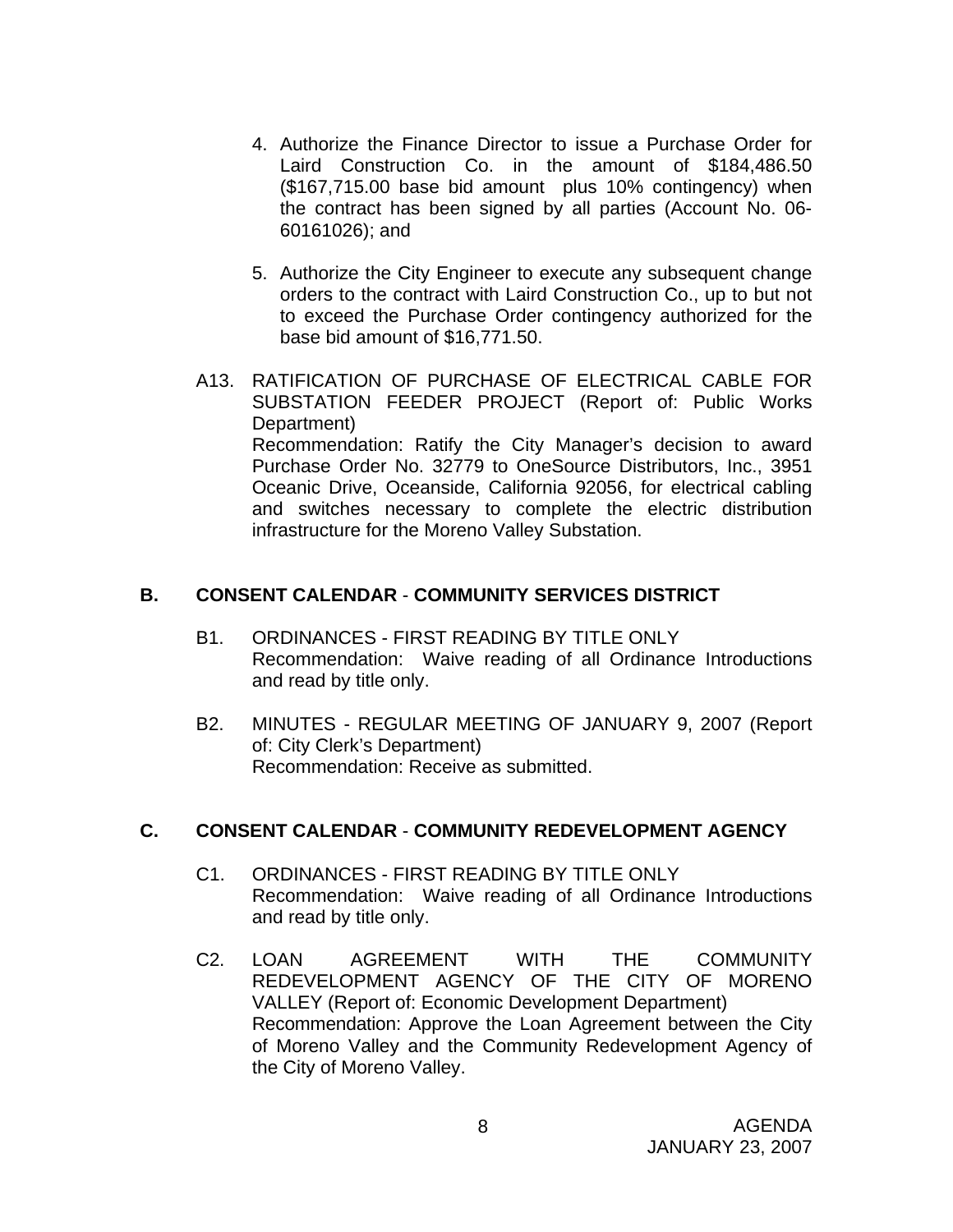4. Authorize the Finance Director to issue a Purchase Order for Laird Construction Co. in the amount of $184,486.50 ($167,715.00 base bid amount plus 10% contingency) when the contract has been signed by all parties (Account No. 06-60161026); and

5. Authorize the City Engineer to execute any subsequent change orders to the contract with Laird Construction Co., up to but not to exceed the Purchase Order contingency authorized for the base bid amount of $16,771.50.

A13. RATIFICATION OF PURCHASE OF ELECTRICAL CABLE FOR SUBSTATION FEEDER PROJECT (Report of: Public Works Department)
Recommendation: Ratify the City Manager's decision to award Purchase Order No. 32779 to OneSource Distributors, Inc., 3951 Oceanic Drive, Oceanside, California 92056, for electrical cabling and switches necessary to complete the electric distribution infrastructure for the Moreno Valley Substation.

## B. CONSENT CALENDAR - COMMUNITY SERVICES DISTRICT

B1. ORDINANCES - FIRST READING BY TITLE ONLY
Recommendation: Waive reading of all Ordinance Introductions and read by title only.

B2. MINUTES - REGULAR MEETING OF JANUARY 9, 2007 (Report of: City Clerk's Department)
Recommendation: Receive as submitted.

## C. CONSENT CALENDAR - COMMUNITY REDEVELOPMENT AGENCY

C1. ORDINANCES - FIRST READING BY TITLE ONLY
Recommendation: Waive reading of all Ordinance Introductions and read by title only.

C2. LOAN AGREEMENT WITH THE COMMUNITY REDEVELOPMENT AGENCY OF THE CITY OF MORENO VALLEY (Report of: Economic Development Department)
Recommendation: Approve the Loan Agreement between the City of Moreno Valley and the Community Redevelopment Agency of the City of Moreno Valley.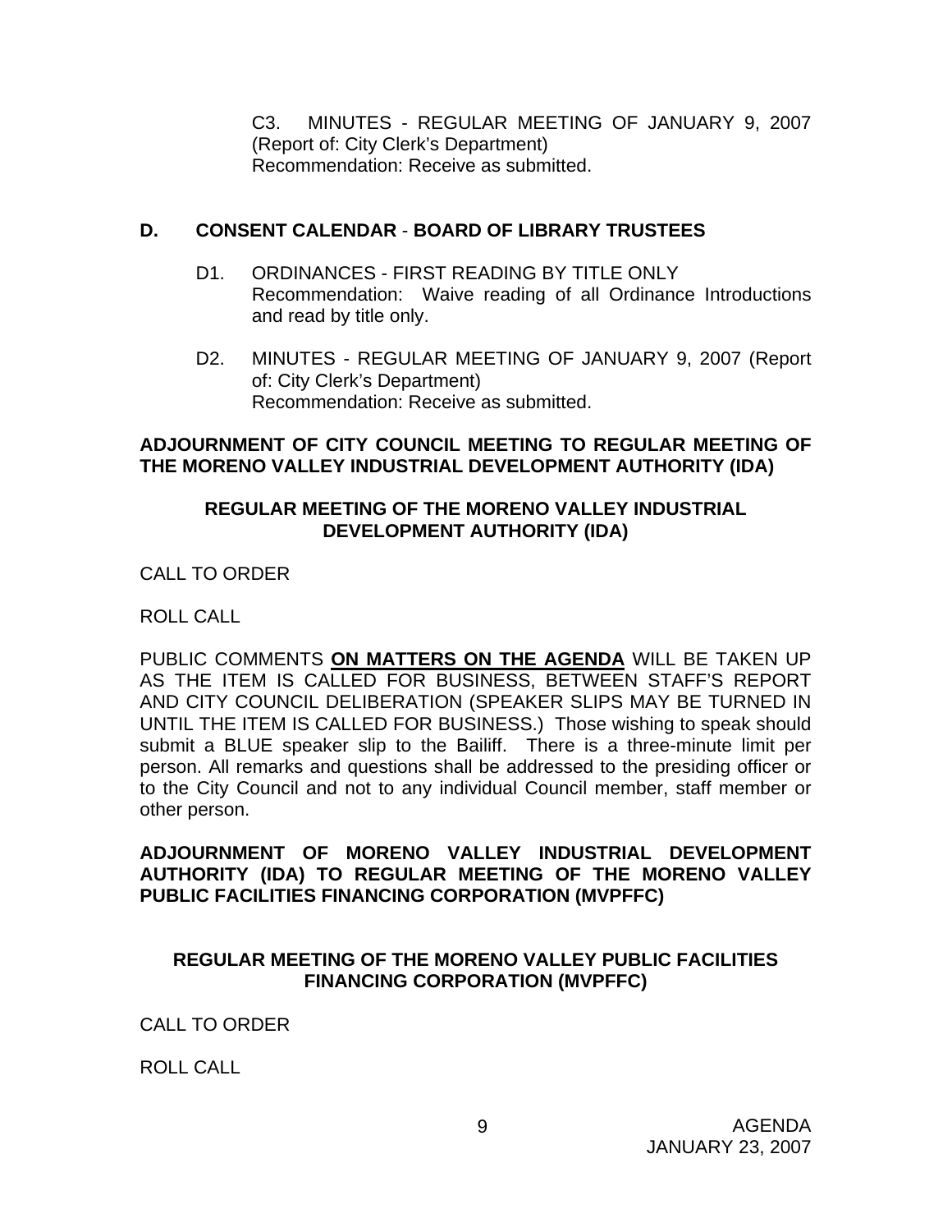C3. MINUTES - REGULAR MEETING OF JANUARY 9, 2007 (Report of: City Clerk's Department)
Recommendation: Receive as submitted.

## D. CONSENT CALENDAR - BOARD OF LIBRARY TRUSTEES

D1. ORDINANCES - FIRST READING BY TITLE ONLY
Recommendation: Waive reading of all Ordinance Introductions and read by title only.

D2. MINUTES - REGULAR MEETING OF JANUARY 9, 2007 (Report of: City Clerk's Department)
Recommendation: Receive as submitted.

**ADJOURNMENT OF CITY COUNCIL MEETING TO REGULAR MEETING OF THE MORENO VALLEY INDUSTRIAL DEVELOPMENT AUTHORITY (IDA)**

## REGULAR MEETING OF THE MORENO VALLEY INDUSTRIAL DEVELOPMENT AUTHORITY (IDA)

CALL TO ORDER

ROLL CALL

PUBLIC COMMENTS **ON MATTERS ON THE AGENDA** WILL BE TAKEN UP AS THE ITEM IS CALLED FOR BUSINESS, BETWEEN STAFF'S REPORT AND CITY COUNCIL DELIBERATION (SPEAKER SLIPS MAY BE TURNED IN UNTIL THE ITEM IS CALLED FOR BUSINESS.) Those wishing to speak should submit a BLUE speaker slip to the Bailiff. There is a three-minute limit per person. All remarks and questions shall be addressed to the presiding officer or to the City Council and not to any individual Council member, staff member or other person.

**ADJOURNMENT OF MORENO VALLEY INDUSTRIAL DEVELOPMENT AUTHORITY (IDA) TO REGULAR MEETING OF THE MORENO VALLEY PUBLIC FACILITIES FINANCING CORPORATION (MVPFFC)**

## REGULAR MEETING OF THE MORENO VALLEY PUBLIC FACILITIES FINANCING CORPORATION (MVPFFC)

CALL TO ORDER

ROLL CALL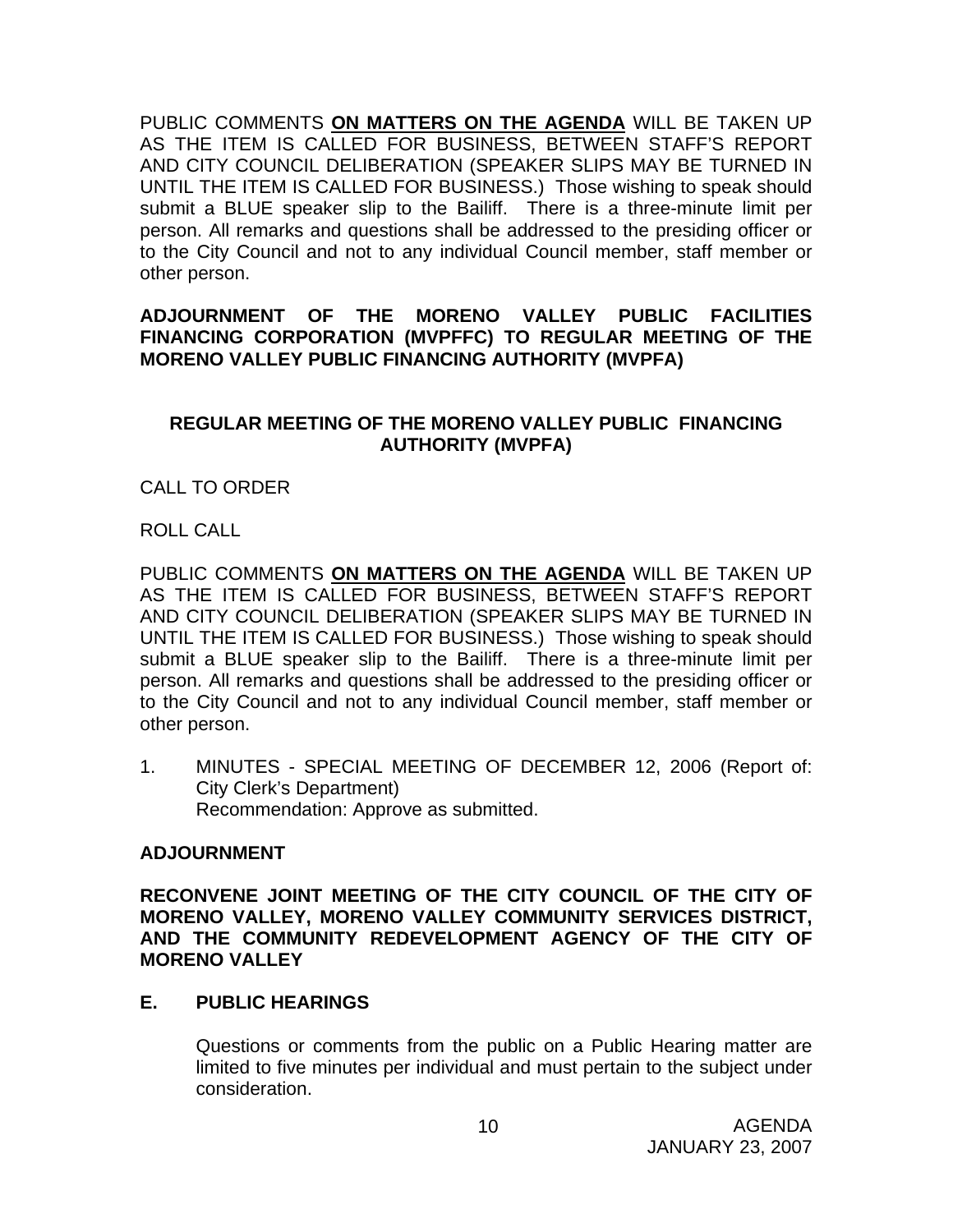PUBLIC COMMENTS **ON MATTERS ON THE AGENDA** WILL BE TAKEN UP AS THE ITEM IS CALLED FOR BUSINESS, BETWEEN STAFF'S REPORT AND CITY COUNCIL DELIBERATION (SPEAKER SLIPS MAY BE TURNED IN UNTIL THE ITEM IS CALLED FOR BUSINESS.) Those wishing to speak should submit a BLUE speaker slip to the Bailiff. There is a three-minute limit per person. All remarks and questions shall be addressed to the presiding officer or to the City Council and not to any individual Council member, staff member or other person.

**ADJOURNMENT OF THE MORENO VALLEY PUBLIC FACILITIES FINANCING CORPORATION (MVPFFC) TO REGULAR MEETING OF THE MORENO VALLEY PUBLIC FINANCING AUTHORITY (MVPFA)**

**REGULAR MEETING OF THE MORENO VALLEY PUBLIC FINANCING AUTHORITY (MVPFA)**

CALL TO ORDER

ROLL CALL

PUBLIC COMMENTS **ON MATTERS ON THE AGENDA** WILL BE TAKEN UP AS THE ITEM IS CALLED FOR BUSINESS, BETWEEN STAFF'S REPORT AND CITY COUNCIL DELIBERATION (SPEAKER SLIPS MAY BE TURNED IN UNTIL THE ITEM IS CALLED FOR BUSINESS.) Those wishing to speak should submit a BLUE speaker slip to the Bailiff. There is a three-minute limit per person. All remarks and questions shall be addressed to the presiding officer or to the City Council and not to any individual Council member, staff member or other person.

1. MINUTES - SPECIAL MEETING OF DECEMBER 12, 2006 (Report of: City Clerk's Department)
   Recommendation: Approve as submitted.

**ADJOURNMENT**

**RECONVENE JOINT MEETING OF THE CITY COUNCIL OF THE CITY OF MORENO VALLEY, MORENO VALLEY COMMUNITY SERVICES DISTRICT, AND THE COMMUNITY REDEVELOPMENT AGENCY OF THE CITY OF MORENO VALLEY**

**E. PUBLIC HEARINGS**

Questions or comments from the public on a Public Hearing matter are limited to five minutes per individual and must pertain to the subject under consideration.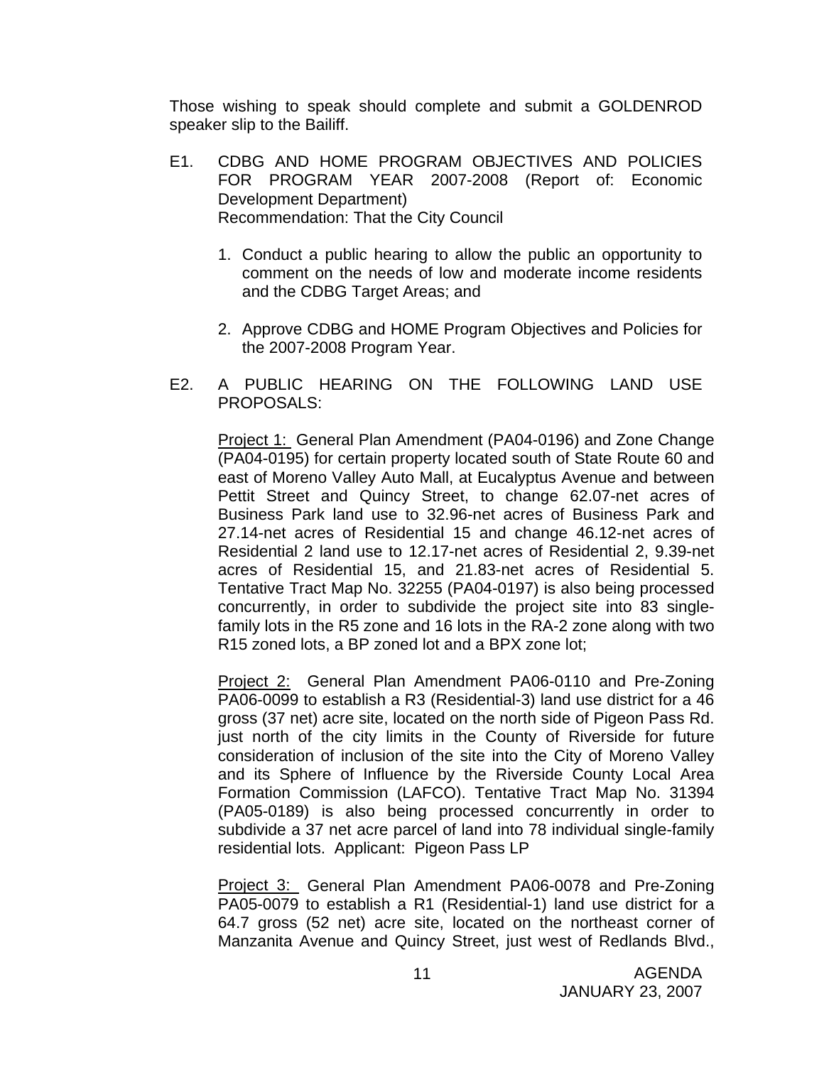Those wishing to speak should complete and submit a GOLDENROD speaker slip to the Bailiff.

E1. CDBG AND HOME PROGRAM OBJECTIVES AND POLICIES FOR PROGRAM YEAR 2007-2008 (Report of: Economic Development Department)
Recommendation: That the City Council

1. Conduct a public hearing to allow the public an opportunity to comment on the needs of low and moderate income residents and the CDBG Target Areas; and

2. Approve CDBG and HOME Program Objectives and Policies for the 2007-2008 Program Year.

E2. A PUBLIC HEARING ON THE FOLLOWING LAND USE PROPOSALS:

<u>Project 1:</u> General Plan Amendment (PA04-0196) and Zone Change (PA04-0195) for certain property located south of State Route 60 and east of Moreno Valley Auto Mall, at Eucalyptus Avenue and between Pettit Street and Quincy Street, to change 62.07-net acres of Business Park land use to 32.96-net acres of Business Park and 27.14-net acres of Residential 15 and change 46.12-net acres of Residential 2 land use to 12.17-net acres of Residential 2, 9.39-net acres of Residential 15, and 21.83-net acres of Residential 5. Tentative Tract Map No. 32255 (PA04-0197) is also being processed concurrently, in order to subdivide the project site into 83 single-family lots in the R5 zone and 16 lots in the RA-2 zone along with two R15 zoned lots, a BP zoned lot and a BPX zone lot;

<u>Project 2:</u> General Plan Amendment PA06-0110 and Pre-Zoning PA06-0099 to establish a R3 (Residential-3) land use district for a 46 gross (37 net) acre site, located on the north side of Pigeon Pass Rd. just north of the city limits in the County of Riverside for future consideration of inclusion of the site into the City of Moreno Valley and its Sphere of Influence by the Riverside County Local Area Formation Commission (LAFCO). Tentative Tract Map No. 31394 (PA05-0189) is also being processed concurrently in order to subdivide a 37 net acre parcel of land into 78 individual single-family residential lots. Applicant: Pigeon Pass LP

<u>Project 3:</u> General Plan Amendment PA06-0078 and Pre-Zoning PA05-0079 to establish a R1 (Residential-1) land use district for a 64.7 gross (52 net) acre site, located on the northeast corner of Manzanita Avenue and Quincy Street, just west of Redlands Blvd.,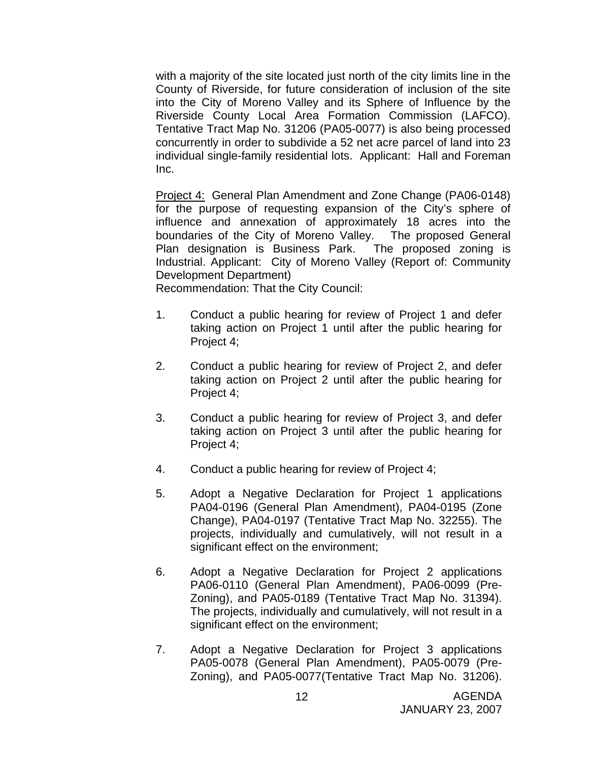with a majority of the site located just north of the city limits line in the County of Riverside, for future consideration of inclusion of the site into the City of Moreno Valley and its Sphere of Influence by the Riverside County Local Area Formation Commission (LAFCO). Tentative Tract Map No. 31206 (PA05-0077) is also being processed concurrently in order to subdivide a 52 net acre parcel of land into 23 individual single-family residential lots. Applicant: Hall and Foreman Inc.

Project 4: General Plan Amendment and Zone Change (PA06-0148) for the purpose of requesting expansion of the City's sphere of influence and annexation of approximately 18 acres into the boundaries of the City of Moreno Valley. The proposed General Plan designation is Business Park. The proposed zoning is Industrial. Applicant: City of Moreno Valley (Report of: Community Development Department)

Recommendation: That the City Council:

1. Conduct a public hearing for review of Project 1 and defer taking action on Project 1 until after the public hearing for Project 4;

2. Conduct a public hearing for review of Project 2, and defer taking action on Project 2 until after the public hearing for Project 4;

3. Conduct a public hearing for review of Project 3, and defer taking action on Project 3 until after the public hearing for Project 4;

4. Conduct a public hearing for review of Project 4;

5. Adopt a Negative Declaration for Project 1 applications PA04-0196 (General Plan Amendment), PA04-0195 (Zone Change), PA04-0197 (Tentative Tract Map No. 32255). The projects, individually and cumulatively, will not result in a significant effect on the environment;

6. Adopt a Negative Declaration for Project 2 applications PA06-0110 (General Plan Amendment), PA06-0099 (Pre-Zoning), and PA05-0189 (Tentative Tract Map No. 31394). The projects, individually and cumulatively, will not result in a significant effect on the environment;

7. Adopt a Negative Declaration for Project 3 applications PA05-0078 (General Plan Amendment), PA05-0079 (Pre-Zoning), and PA05-0077(Tentative Tract Map No. 31206).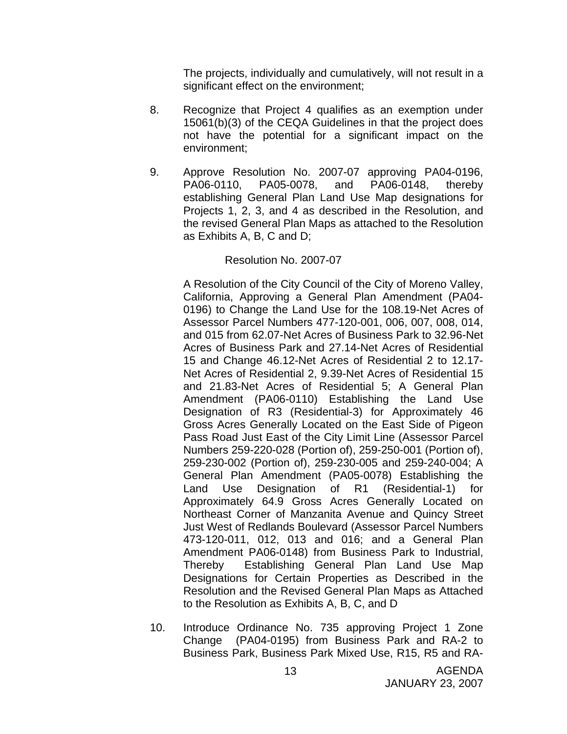The projects, individually and cumulatively, will not result in a significant effect on the environment;

8. Recognize that Project 4 qualifies as an exemption under 15061(b)(3) of the CEQA Guidelines in that the project does not have the potential for a significant impact on the environment;

9. Approve Resolution No. 2007-07 approving PA04-0196, PA06-0110, PA05-0078, and PA06-0148, thereby establishing General Plan Land Use Map designations for Projects 1, 2, 3, and 4 as described in the Resolution, and the revised General Plan Maps as attached to the Resolution as Exhibits A, B, C and D;

    Resolution No. 2007-07

    A Resolution of the City Council of the City of Moreno Valley, California, Approving a General Plan Amendment (PA04-0196) to Change the Land Use for the 108.19-Net Acres of Assessor Parcel Numbers 477-120-001, 006, 007, 008, 014, and 015 from 62.07-Net Acres of Business Park to 32.96-Net Acres of Business Park and 27.14-Net Acres of Residential 15 and Change 46.12-Net Acres of Residential 2 to 12.17-Net Acres of Residential 2, 9.39-Net Acres of Residential 15 and 21.83-Net Acres of Residential 5; A General Plan Amendment (PA06-0110) Establishing the Land Use Designation of R3 (Residential-3) for Approximately 46 Gross Acres Generally Located on the East Side of Pigeon Pass Road Just East of the City Limit Line (Assessor Parcel Numbers 259-220-028 (Portion of), 259-250-001 (Portion of), 259-230-002 (Portion of), 259-230-005 and 259-240-004; A General Plan Amendment (PA05-0078) Establishing the Land Use Designation of R1 (Residential-1) for Approximately 64.9 Gross Acres Generally Located on Northeast Corner of Manzanita Avenue and Quincy Street Just West of Redlands Boulevard (Assessor Parcel Numbers 473-120-011, 012, 013 and 016; and a General Plan Amendment PA06-0148) from Business Park to Industrial, Thereby Establishing General Plan Land Use Map Designations for Certain Properties as Described in the Resolution and the Revised General Plan Maps as Attached to the Resolution as Exhibits A, B, C, and D

10. Introduce Ordinance No. 735 approving Project 1 Zone Change (PA04-0195) from Business Park and RA-2 to Business Park, Business Park Mixed Use, R15, R5 and RA-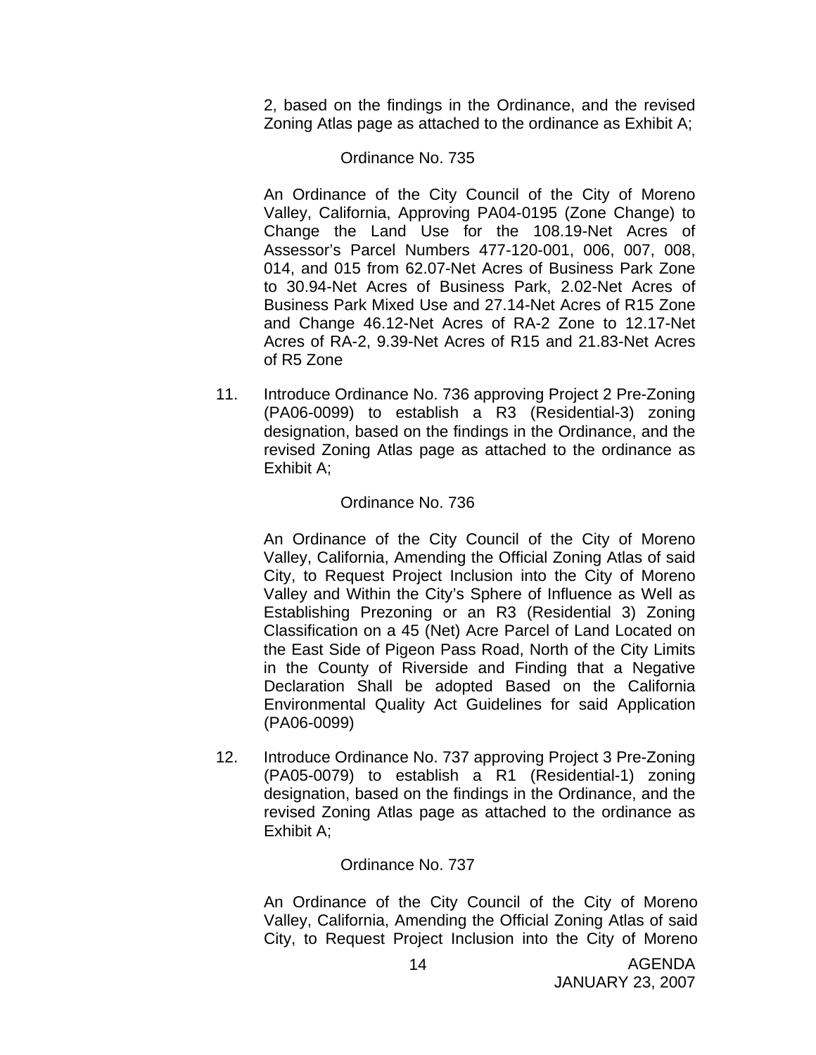2, based on the findings in the Ordinance, and the revised Zoning Atlas page as attached to the ordinance as Exhibit A;

Ordinance No. 735

An Ordinance of the City Council of the City of Moreno Valley, California, Approving PA04-0195 (Zone Change) to Change the Land Use for the 108.19-Net Acres of Assessor's Parcel Numbers 477-120-001, 006, 007, 008, 014, and 015 from 62.07-Net Acres of Business Park Zone to 30.94-Net Acres of Business Park, 2.02-Net Acres of Business Park Mixed Use and 27.14-Net Acres of R15 Zone and Change 46.12-Net Acres of RA-2 Zone to 12.17-Net Acres of RA-2, 9.39-Net Acres of R15 and 21.83-Net Acres of R5 Zone

11. Introduce Ordinance No. 736 approving Project 2 Pre-Zoning (PA06-0099) to establish a R3 (Residential-3) zoning designation, based on the findings in the Ordinance, and the revised Zoning Atlas page as attached to the ordinance as Exhibit A;

    Ordinance No. 736

    An Ordinance of the City Council of the City of Moreno Valley, California, Amending the Official Zoning Atlas of said City, to Request Project Inclusion into the City of Moreno Valley and Within the City's Sphere of Influence as Well as Establishing Prezoning or an R3 (Residential 3) Zoning Classification on a 45 (Net) Acre Parcel of Land Located on the East Side of Pigeon Pass Road, North of the City Limits in the County of Riverside and Finding that a Negative Declaration Shall be adopted Based on the California Environmental Quality Act Guidelines for said Application (PA06-0099)

12. Introduce Ordinance No. 737 approving Project 3 Pre-Zoning (PA05-0079) to establish a R1 (Residential-1) zoning designation, based on the findings in the Ordinance, and the revised Zoning Atlas page as attached to the ordinance as Exhibit A;

    Ordinance No. 737

    An Ordinance of the City Council of the City of Moreno Valley, California, Amending the Official Zoning Atlas of said City, to Request Project Inclusion into the City of Moreno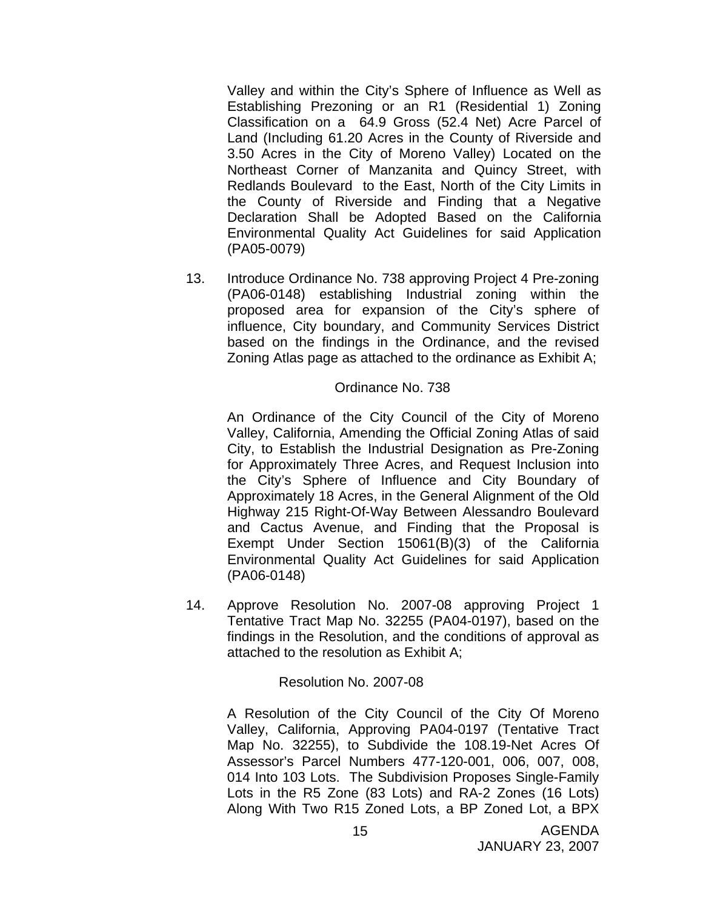Valley and within the City's Sphere of Influence as Well as Establishing Prezoning or an R1 (Residential 1) Zoning Classification on a 64.9 Gross (52.4 Net) Acre Parcel of Land (Including 61.20 Acres in the County of Riverside and 3.50 Acres in the City of Moreno Valley) Located on the Northeast Corner of Manzanita and Quincy Street, with Redlands Boulevard to the East, North of the City Limits in the County of Riverside and Finding that a Negative Declaration Shall be Adopted Based on the California Environmental Quality Act Guidelines for said Application (PA05-0079)

13. Introduce Ordinance No. 738 approving Project 4 Pre-zoning (PA06-0148) establishing Industrial zoning within the proposed area for expansion of the City's sphere of influence, City boundary, and Community Services District based on the findings in the Ordinance, and the revised Zoning Atlas page as attached to the ordinance as Exhibit A;

    Ordinance No. 738

    An Ordinance of the City Council of the City of Moreno Valley, California, Amending the Official Zoning Atlas of said City, to Establish the Industrial Designation as Pre-Zoning for Approximately Three Acres, and Request Inclusion into the City's Sphere of Influence and City Boundary of Approximately 18 Acres, in the General Alignment of the Old Highway 215 Right-Of-Way Between Alessandro Boulevard and Cactus Avenue, and Finding that the Proposal is Exempt Under Section 15061(B)(3) of the California Environmental Quality Act Guidelines for said Application (PA06-0148)

14. Approve Resolution No. 2007-08 approving Project 1 Tentative Tract Map No. 32255 (PA04-0197), based on the findings in the Resolution, and the conditions of approval as attached to the resolution as Exhibit A;

    Resolution No. 2007-08

    A Resolution of the City Council of the City Of Moreno Valley, California, Approving PA04-0197 (Tentative Tract Map No. 32255), to Subdivide the 108.19-Net Acres Of Assessor's Parcel Numbers 477-120-001, 006, 007, 008, 014 Into 103 Lots. The Subdivision Proposes Single-Family Lots in the R5 Zone (83 Lots) and RA-2 Zones (16 Lots) Along With Two R15 Zoned Lots, a BP Zoned Lot, a BPX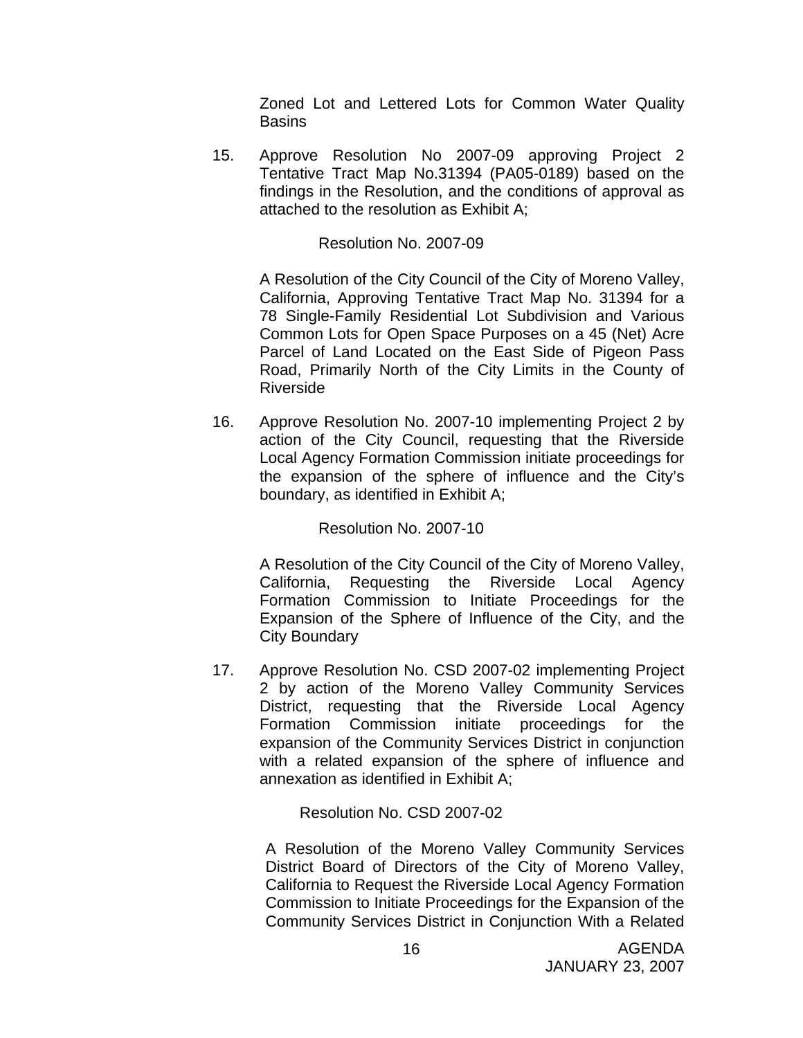Zoned Lot and Lettered Lots for Common Water Quality Basins

15. Approve Resolution No 2007-09 approving Project 2 Tentative Tract Map No.31394 (PA05-0189) based on the findings in the Resolution, and the conditions of approval as attached to the resolution as Exhibit A;

    Resolution No. 2007-09

    A Resolution of the City Council of the City of Moreno Valley, California, Approving Tentative Tract Map No. 31394 for a 78 Single-Family Residential Lot Subdivision and Various Common Lots for Open Space Purposes on a 45 (Net) Acre Parcel of Land Located on the East Side of Pigeon Pass Road, Primarily North of the City Limits in the County of Riverside

16. Approve Resolution No. 2007-10 implementing Project 2 by action of the City Council, requesting that the Riverside Local Agency Formation Commission initiate proceedings for the expansion of the sphere of influence and the City's boundary, as identified in Exhibit A;

    Resolution No. 2007-10

    A Resolution of the City Council of the City of Moreno Valley, California, Requesting the Riverside Local Agency Formation Commission to Initiate Proceedings for the Expansion of the Sphere of Influence of the City, and the City Boundary

17. Approve Resolution No. CSD 2007-02 implementing Project 2 by action of the Moreno Valley Community Services District, requesting that the Riverside Local Agency Formation Commission initiate proceedings for the expansion of the Community Services District in conjunction with a related expansion of the sphere of influence and annexation as identified in Exhibit A;

    Resolution No. CSD 2007-02

    A Resolution of the Moreno Valley Community Services District Board of Directors of the City of Moreno Valley, California to Request the Riverside Local Agency Formation Commission to Initiate Proceedings for the Expansion of the Community Services District in Conjunction With a Related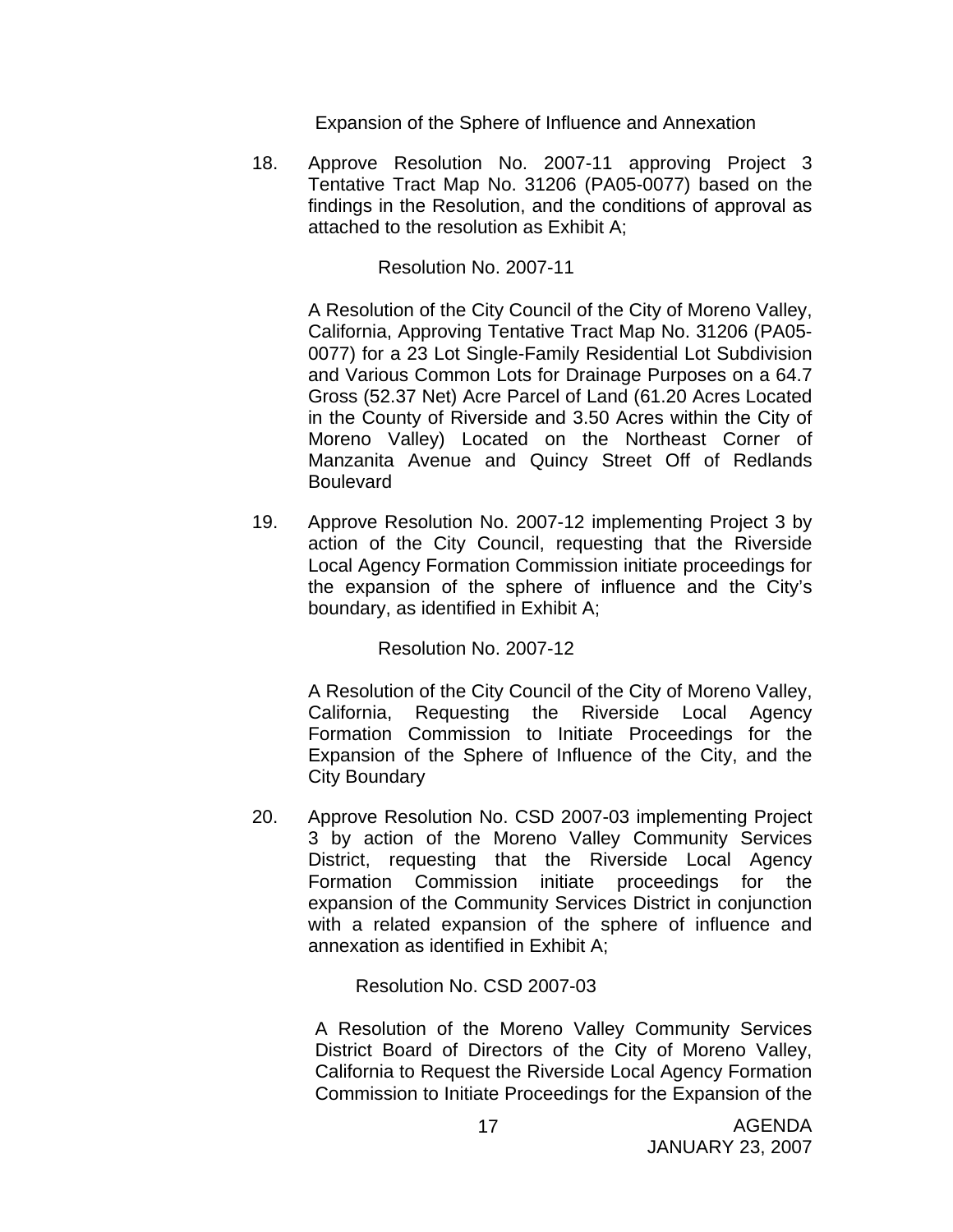Expansion of the Sphere of Influence and Annexation

18. Approve Resolution No. 2007-11 approving Project 3 Tentative Tract Map No. 31206 (PA05-0077) based on the findings in the Resolution, and the conditions of approval as attached to the resolution as Exhibit A;

    Resolution No. 2007-11

    A Resolution of the City Council of the City of Moreno Valley, California, Approving Tentative Tract Map No. 31206 (PA05-0077) for a 23 Lot Single-Family Residential Lot Subdivision and Various Common Lots for Drainage Purposes on a 64.7 Gross (52.37 Net) Acre Parcel of Land (61.20 Acres Located in the County of Riverside and 3.50 Acres within the City of Moreno Valley) Located on the Northeast Corner of Manzanita Avenue and Quincy Street Off of Redlands Boulevard

19. Approve Resolution No. 2007-12 implementing Project 3 by action of the City Council, requesting that the Riverside Local Agency Formation Commission initiate proceedings for the expansion of the sphere of influence and the City's boundary, as identified in Exhibit A;

    Resolution No. 2007-12

    A Resolution of the City Council of the City of Moreno Valley, California, Requesting the Riverside Local Agency Formation Commission to Initiate Proceedings for the Expansion of the Sphere of Influence of the City, and the City Boundary

20. Approve Resolution No. CSD 2007-03 implementing Project 3 by action of the Moreno Valley Community Services District, requesting that the Riverside Local Agency Formation Commission initiate proceedings for the expansion of the Community Services District in conjunction with a related expansion of the sphere of influence and annexation as identified in Exhibit A;

    Resolution No. CSD 2007-03

    A Resolution of the Moreno Valley Community Services District Board of Directors of the City of Moreno Valley, California to Request the Riverside Local Agency Formation Commission to Initiate Proceedings for the Expansion of the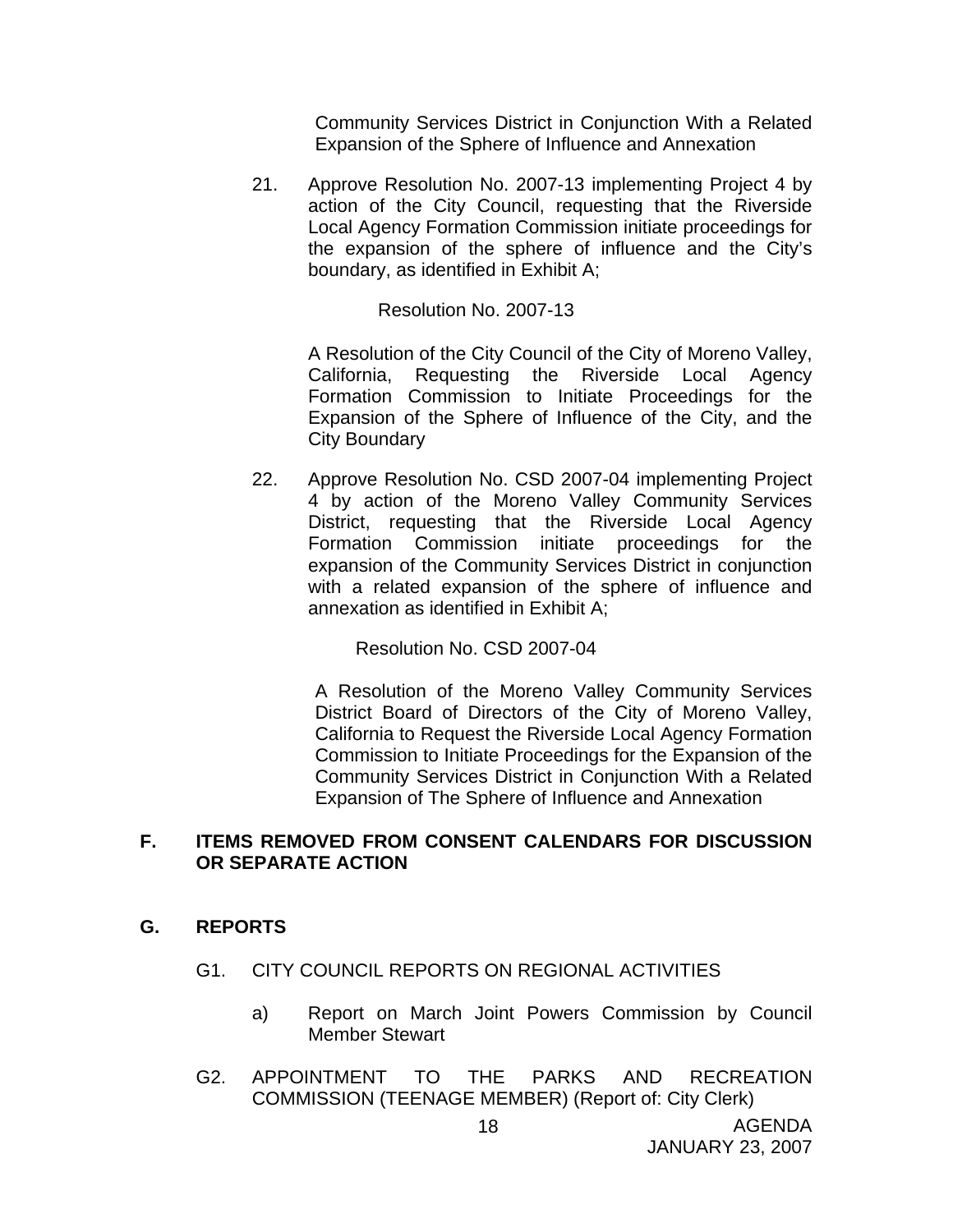Community Services District in Conjunction With a Related Expansion of the Sphere of Influence and Annexation

21. Approve Resolution No. 2007-13 implementing Project 4 by action of the City Council, requesting that the Riverside Local Agency Formation Commission initiate proceedings for the expansion of the sphere of influence and the City's boundary, as identified in Exhibit A;

    Resolution No. 2007-13

    A Resolution of the City Council of the City of Moreno Valley, California, Requesting the Riverside Local Agency Formation Commission to Initiate Proceedings for the Expansion of the Sphere of Influence of the City, and the City Boundary

22. Approve Resolution No. CSD 2007-04 implementing Project 4 by action of the Moreno Valley Community Services District, requesting that the Riverside Local Agency Formation Commission initiate proceedings for the expansion of the Community Services District in conjunction with a related expansion of the sphere of influence and annexation as identified in Exhibit A;

    Resolution No. CSD 2007-04

    A Resolution of the Moreno Valley Community Services District Board of Directors of the City of Moreno Valley, California to Request the Riverside Local Agency Formation Commission to Initiate Proceedings for the Expansion of the Community Services District in Conjunction With a Related Expansion of The Sphere of Influence and Annexation

## F. ITEMS REMOVED FROM CONSENT CALENDARS FOR DISCUSSION OR SEPARATE ACTION

## G. REPORTS

G1. CITY COUNCIL REPORTS ON REGIONAL ACTIVITIES

a) Report on March Joint Powers Commission by Council Member Stewart

G2. APPOINTMENT TO THE PARKS AND RECREATION COMMISSION (TEENAGE MEMBER) (Report of: City Clerk)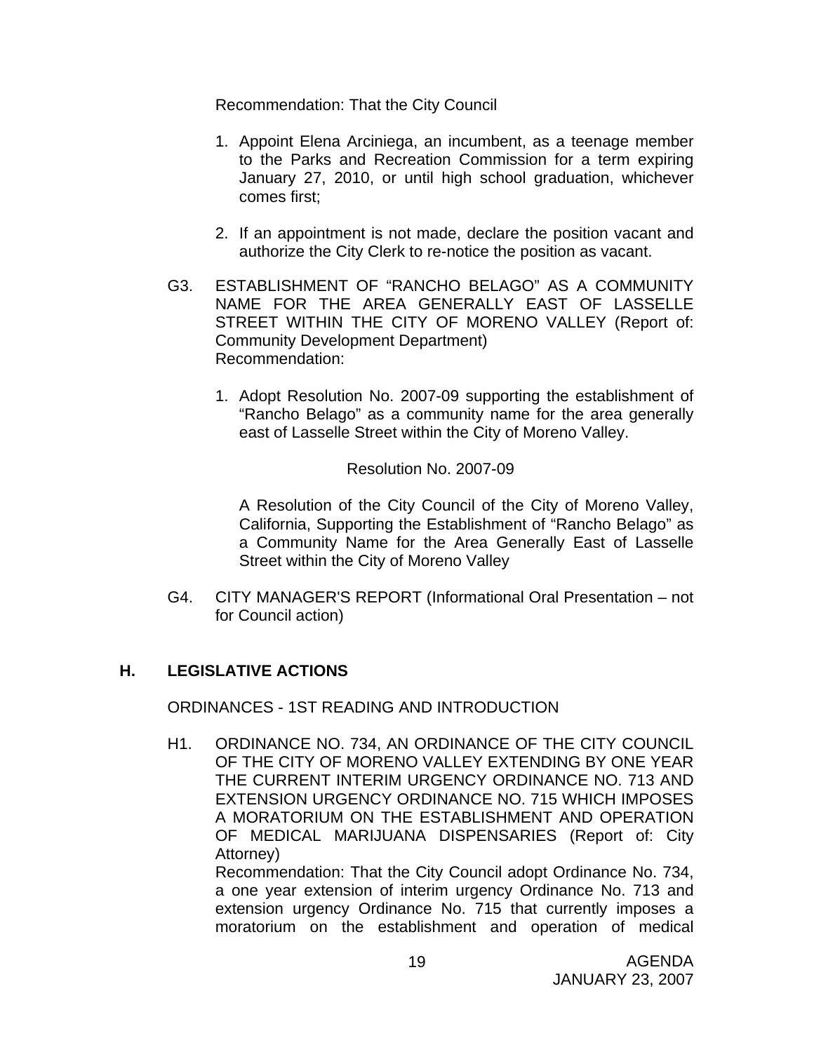Recommendation: That the City Council

1. Appoint Elena Arciniega, an incumbent, as a teenage member to the Parks and Recreation Commission for a term expiring January 27, 2010, or until high school graduation, whichever comes first;

2. If an appointment is not made, declare the position vacant and authorize the City Clerk to re-notice the position as vacant.

G3. ESTABLISHMENT OF "RANCHO BELAGO" AS A COMMUNITY NAME FOR THE AREA GENERALLY EAST OF LASSELLE STREET WITHIN THE CITY OF MORENO VALLEY (Report of: Community Development Department)
Recommendation:

1. Adopt Resolution No. 2007-09 supporting the establishment of "Rancho Belago" as a community name for the area generally east of Lasselle Street within the City of Moreno Valley.

Resolution No. 2007-09

A Resolution of the City Council of the City of Moreno Valley, California, Supporting the Establishment of "Rancho Belago" as a Community Name for the Area Generally East of Lasselle Street within the City of Moreno Valley

G4. CITY MANAGER'S REPORT (Informational Oral Presentation – not for Council action)

## H. LEGISLATIVE ACTIONS

ORDINANCES - 1ST READING AND INTRODUCTION

H1. ORDINANCE NO. 734, AN ORDINANCE OF THE CITY COUNCIL OF THE CITY OF MORENO VALLEY EXTENDING BY ONE YEAR THE CURRENT INTERIM URGENCY ORDINANCE NO. 713 AND EXTENSION URGENCY ORDINANCE NO. 715 WHICH IMPOSES A MORATORIUM ON THE ESTABLISHMENT AND OPERATION OF MEDICAL MARIJUANA DISPENSARIES (Report of: City Attorney)
Recommendation: That the City Council adopt Ordinance No. 734, a one year extension of interim urgency Ordinance No. 713 and extension urgency Ordinance No. 715 that currently imposes a moratorium on the establishment and operation of medical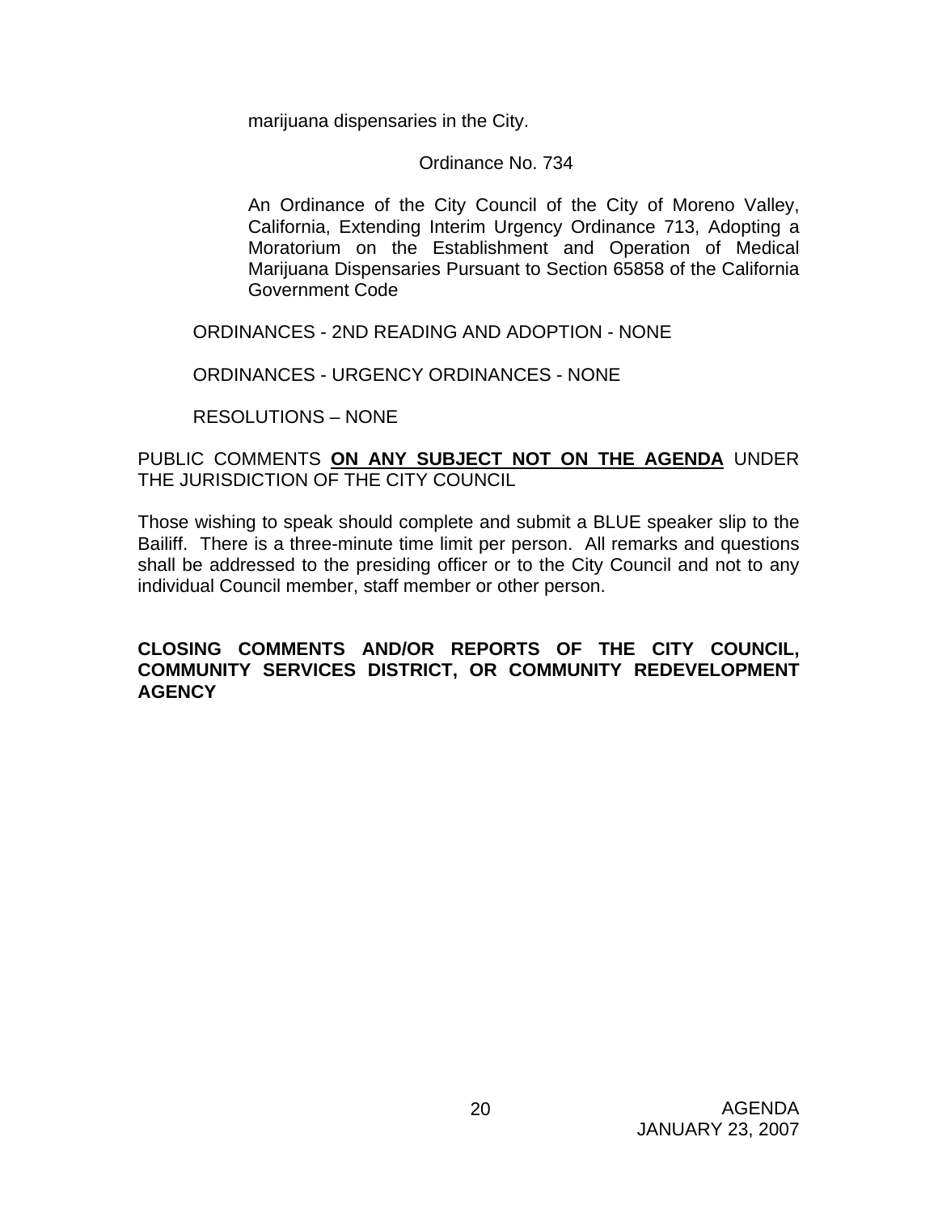marijuana dispensaries in the City.

Ordinance No. 734

An Ordinance of the City Council of the City of Moreno Valley, California, Extending Interim Urgency Ordinance 713, Adopting a Moratorium on the Establishment and Operation of Medical Marijuana Dispensaries Pursuant to Section 65858 of the California Government Code

ORDINANCES - 2ND READING AND ADOPTION - NONE

ORDINANCES - URGENCY ORDINANCES - NONE

RESOLUTIONS – NONE

PUBLIC COMMENTS **ON ANY SUBJECT NOT ON THE AGENDA** UNDER THE JURISDICTION OF THE CITY COUNCIL

Those wishing to speak should complete and submit a BLUE speaker slip to the Bailiff. There is a three-minute time limit per person. All remarks and questions shall be addressed to the presiding officer or to the City Council and not to any individual Council member, staff member or other person.

**CLOSING COMMENTS AND/OR REPORTS OF THE CITY COUNCIL, COMMUNITY SERVICES DISTRICT, OR COMMUNITY REDEVELOPMENT AGENCY**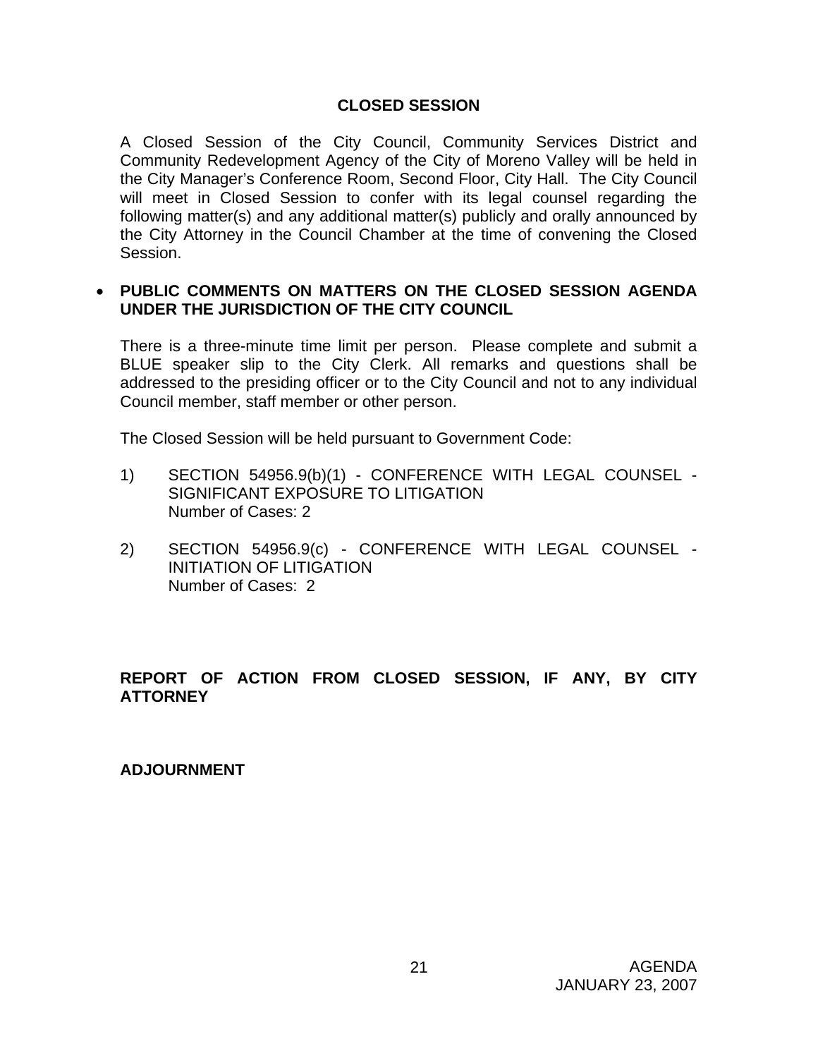## CLOSED SESSION

A Closed Session of the City Council, Community Services District and Community Redevelopment Agency of the City of Moreno Valley will be held in the City Manager's Conference Room, Second Floor, City Hall. The City Council will meet in Closed Session to confer with its legal counsel regarding the following matter(s) and any additional matter(s) publicly and orally announced by the City Attorney in the Council Chamber at the time of convening the Closed Session.

- **PUBLIC COMMENTS ON MATTERS ON THE CLOSED SESSION AGENDA UNDER THE JURISDICTION OF THE CITY COUNCIL**

  There is a three-minute time limit per person. Please complete and submit a BLUE speaker slip to the City Clerk. All remarks and questions shall be addressed to the presiding officer or to the City Council and not to any individual Council member, staff member or other person.

  The Closed Session will be held pursuant to Government Code:

  1) SECTION 54956.9(b)(1) - CONFERENCE WITH LEGAL COUNSEL - SIGNIFICANT EXPOSURE TO LITIGATION
     Number of Cases: 2

  2) SECTION 54956.9(c) - CONFERENCE WITH LEGAL COUNSEL - INITIATION OF LITIGATION
     Number of Cases: 2

**REPORT OF ACTION FROM CLOSED SESSION, IF ANY, BY CITY ATTORNEY**

**ADJOURNMENT**